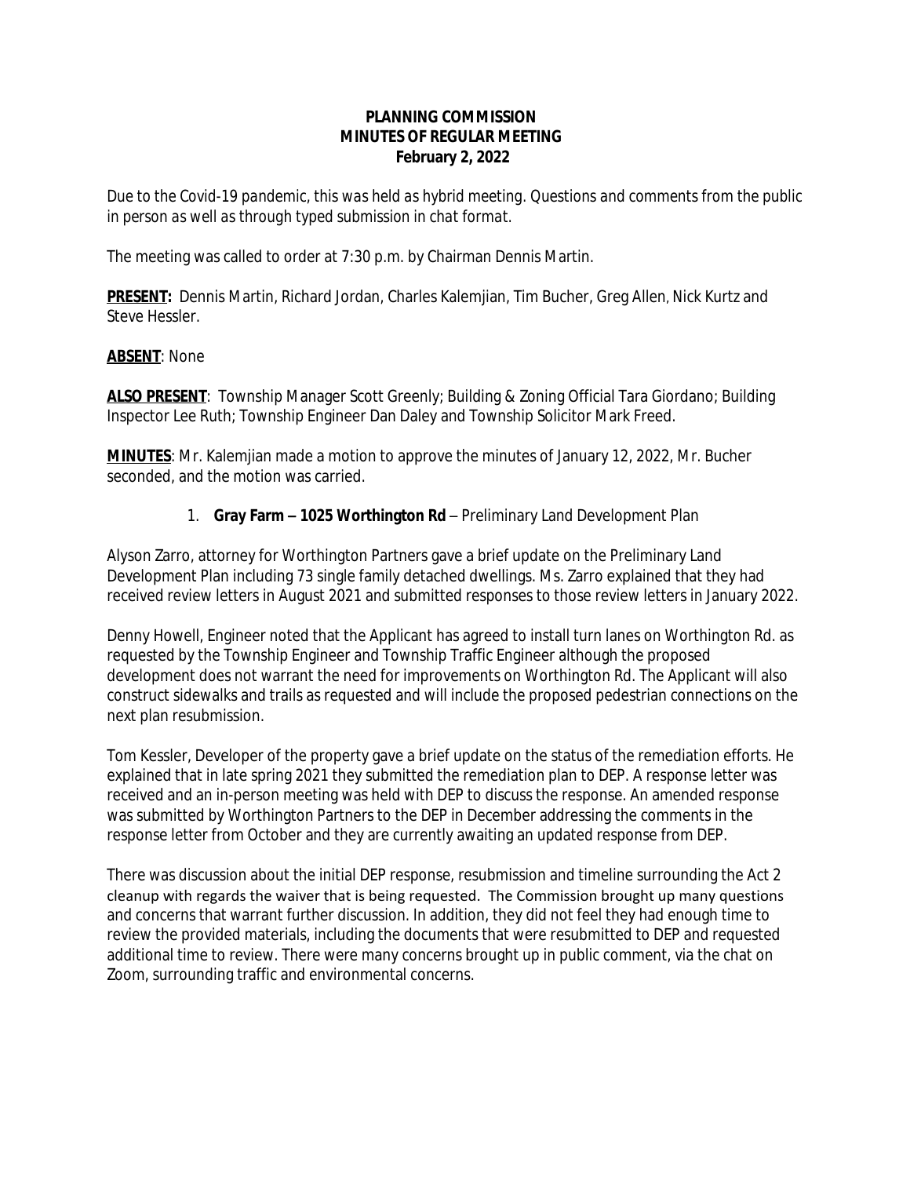**PLANNING COMMISSION**
**MINUTES OF REGULAR MEETING**
**February 2, 2022**

*Due to the Covid-19 pandemic, this was held as hybrid meeting. Questions and comments from the public in person as well as through typed submission in chat format.*

The meeting was called to order at 7:30 p.m. by Chairman Dennis Martin.

**PRESENT:** Dennis Martin, Richard Jordan, Charles Kalemjian, Tim Bucher, Greg Allen, Nick Kurtz and Steve Hessler.

**ABSENT**: None

**ALSO PRESENT**: Township Manager Scott Greenly; Building & Zoning Official Tara Giordano; Building Inspector Lee Ruth; Township Engineer Dan Daley and Township Solicitor Mark Freed.

**MINUTES**: Mr. Kalemjian made a motion to approve the minutes of January 12, 2022, Mr. Bucher seconded, and the motion was carried.

1. **Gray Farm – 1025 Worthington Rd** – Preliminary Land Development Plan

Alyson Zarro, attorney for Worthington Partners gave a brief update on the Preliminary Land Development Plan including 73 single family detached dwellings. Ms. Zarro explained that they had received review letters in August 2021 and submitted responses to those review letters in January 2022.

Denny Howell, Engineer noted that the Applicant has agreed to install turn lanes on Worthington Rd. as requested by the Township Engineer and Township Traffic Engineer although the proposed development does not warrant the need for improvements on Worthington Rd. The Applicant will also construct sidewalks and trails as requested and will include the proposed pedestrian connections on the next plan resubmission.

Tom Kessler, Developer of the property gave a brief update on the status of the remediation efforts. He explained that in late spring 2021 they submitted the remediation plan to DEP. A response letter was received and an in-person meeting was held with DEP to discuss the response. An amended response was submitted by Worthington Partners to the DEP in December addressing the comments in the response letter from October and they are currently awaiting an updated response from DEP.

There was discussion about the initial DEP response, resubmission and timeline surrounding the Act 2 cleanup with regards the waiver that is being requested. The Commission brought up many questions and concerns that warrant further discussion. In addition, they did not feel they had enough time to review the provided materials, including the documents that were resubmitted to DEP and requested additional time to review. There were many concerns brought up in public comment, via the chat on Zoom, surrounding traffic and environmental concerns.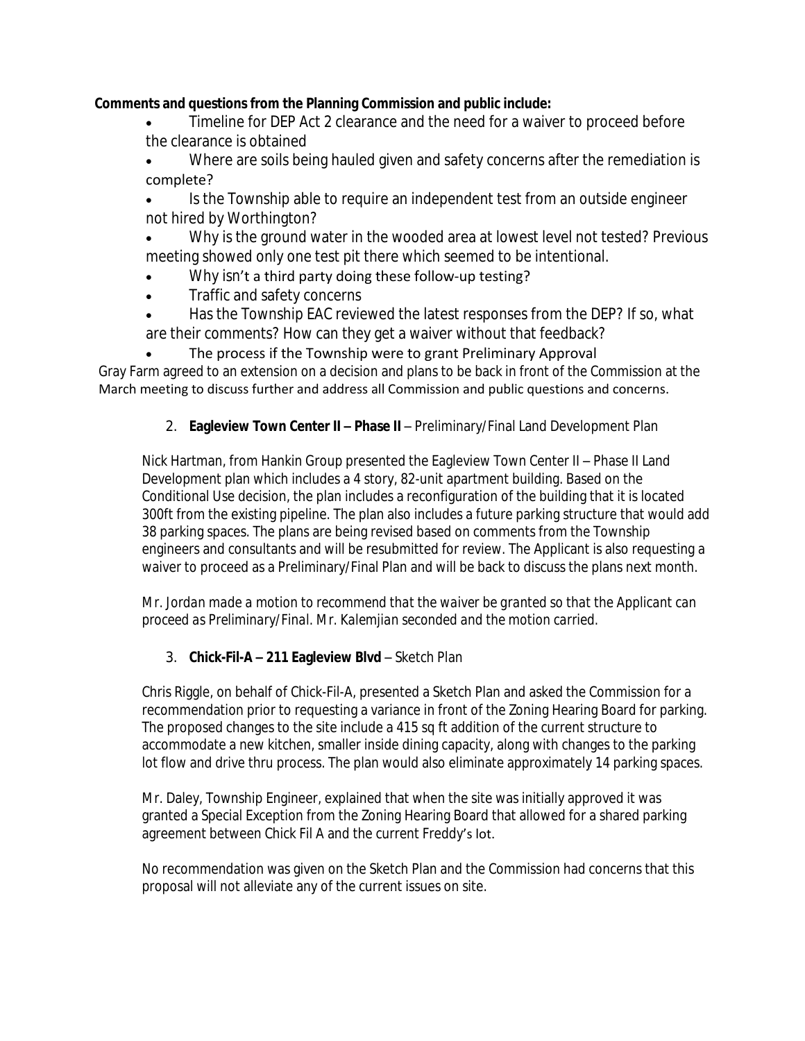**Comments and questions from the Planning Commission and public include:**

- Timeline for DEP Act 2 clearance and the need for a waiver to proceed before the clearance is obtained
- Where are soils being hauled given and safety concerns after the remediation is complete?
- Is the Township able to require an independent test from an outside engineer not hired by Worthington?
- Why is the ground water in the wooded area at lowest level not tested? Previous meeting showed only one test pit there which seemed to be intentional.
- Why isn't a third party doing these follow-up testing?
- Traffic and safety concerns
- Has the Township EAC reviewed the latest responses from the DEP? If so, what are their comments? How can they get a waiver without that feedback?
- The process if the Township were to grant Preliminary Approval

Gray Farm agreed to an extension on a decision and plans to be back in front of the Commission at the March meeting to discuss further and address all Commission and public questions and concerns.

2. **Eagleview Town Center II – Phase II** – Preliminary/Final Land Development Plan

Nick Hartman, from Hankin Group presented the Eagleview Town Center II – Phase II Land Development plan which includes a 4 story, 82-unit apartment building. Based on the Conditional Use decision, the plan includes a reconfiguration of the building that it is located 300ft from the existing pipeline. The plan also includes a future parking structure that would add 38 parking spaces. The plans are being revised based on comments from the Township engineers and consultants and will be resubmitted for review. The Applicant is also requesting a waiver to proceed as a Preliminary/Final Plan and will be back to discuss the plans next month.

*Mr. Jordan made a motion to recommend that the waiver be granted so that the Applicant can proceed as Preliminary/Final. Mr. Kalemjian seconded and the motion carried.*

3. **Chick-Fil-A – 211 Eagleview Blvd** – Sketch Plan

Chris Riggle, on behalf of Chick-Fil-A, presented a Sketch Plan and asked the Commission for a recommendation prior to requesting a variance in front of the Zoning Hearing Board for parking. The proposed changes to the site include a 415 sq ft addition of the current structure to accommodate a new kitchen, smaller inside dining capacity, along with changes to the parking lot flow and drive thru process. The plan would also eliminate approximately 14 parking spaces.

Mr. Daley, Township Engineer, explained that when the site was initially approved it was granted a Special Exception from the Zoning Hearing Board that allowed for a shared parking agreement between Chick Fil A and the current Freddy's lot.

No recommendation was given on the Sketch Plan and the Commission had concerns that this proposal will not alleviate any of the current issues on site.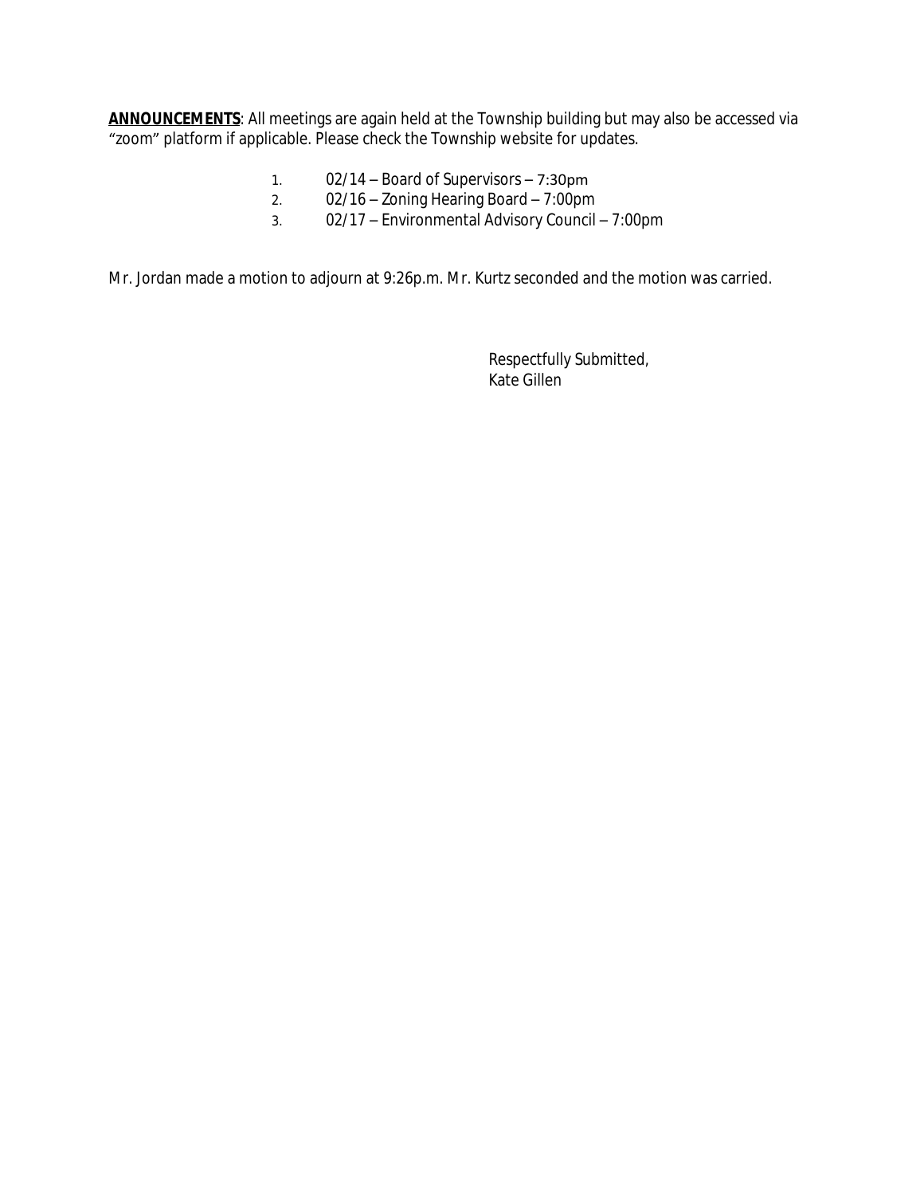***<u>ANNOUNCEMENTS</u>***: All meetings are again held at the Township building but may also be accessed via "zoom" platform if applicable. Please check the Township website for updates.

1. 02/14 – Board of Supervisors – 7:30pm
2. 02/16 – Zoning Hearing Board – 7:00pm
3. 02/17 – Environmental Advisory Council – 7:00pm

Mr. Jordan made a motion to adjourn at 9:26p.m. Mr. Kurtz seconded and the motion was carried.

Respectfully Submitted,
Kate Gillen